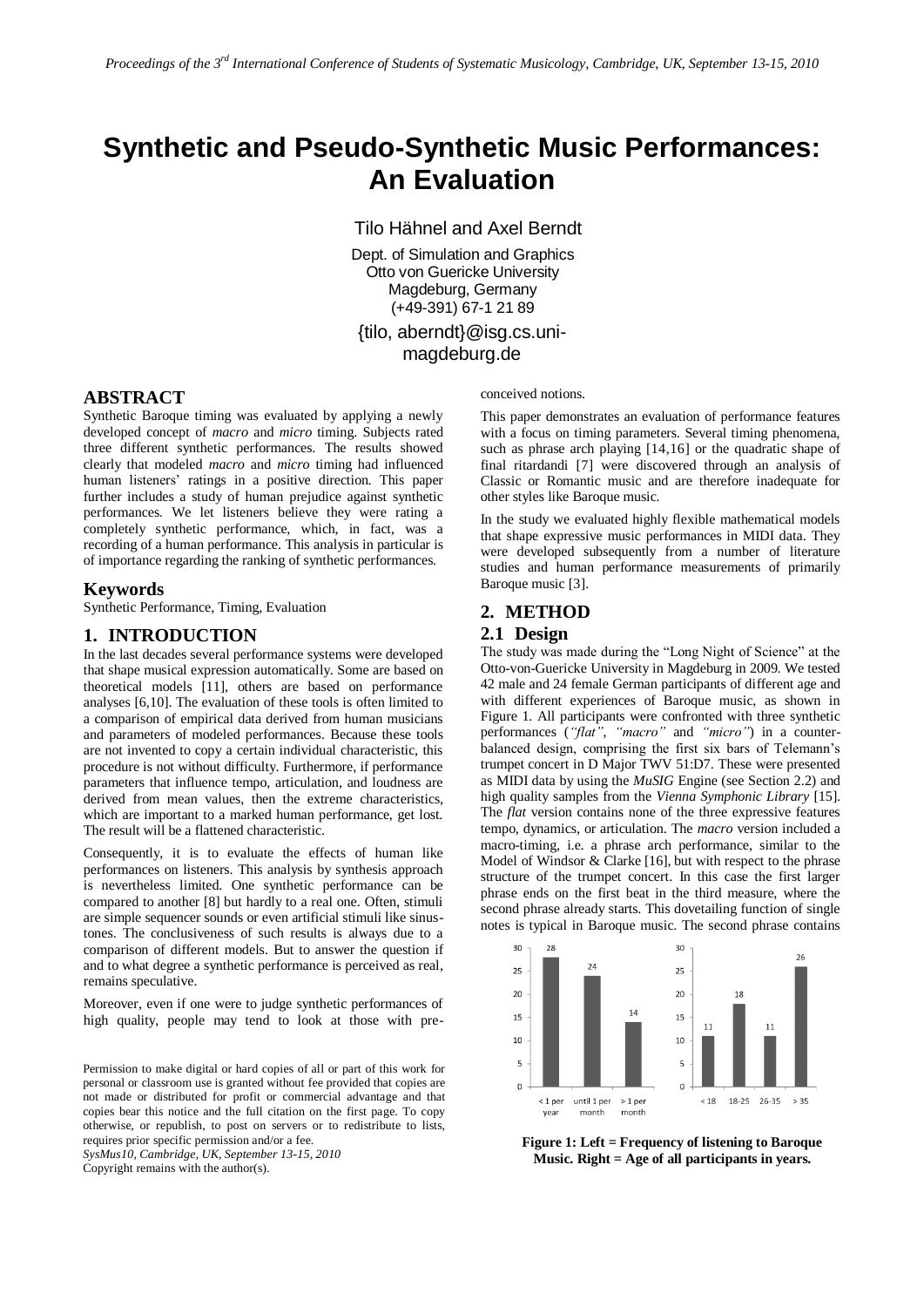# Synthetic and Pseudo-Synthetic Music Performances: An Evaluation

Tilo Hähnel and Axel Berndt

Dept. of Simulation and Graphics
Otto von Guericke University
Magdeburg, Germany
(+49-391) 67-1 21 89

{tilo, aberndt}@isg.cs.uni-magdeburg.de

## ABSTRACT

Synthetic Baroque timing was evaluated by applying a newly developed concept of *macro* and *micro* timing. Subjects rated three different synthetic performances. The results showed clearly that modeled *macro* and *micro* timing had influenced human listeners' ratings in a positive direction. This paper further includes a study of human prejudice against synthetic performances. We let listeners believe they were rating a completely synthetic performance, which, in fact, was a recording of a human performance. This analysis in particular is of importance regarding the ranking of synthetic performances.

## Keywords

Synthetic Performance, Timing, Evaluation

## 1. INTRODUCTION

In the last decades several performance systems were developed that shape musical expression automatically. Some are based on theoretical models [11], others are based on performance analyses [6,10]. The evaluation of these tools is often limited to a comparison of empirical data derived from human musicians and parameters of modeled performances. Because these tools are not invented to copy a certain individual characteristic, this procedure is not without difficulty. Furthermore, if performance parameters that influence tempo, articulation, and loudness are derived from mean values, then the extreme characteristics, which are important to a marked human performance, get lost. The result will be a flattened characteristic.

Consequently, it is to evaluate the effects of human like performances on listeners. This analysis by synthesis approach is nevertheless limited. One synthetic performance can be compared to another [8] but hardly to a real one. Often, stimuli are simple sequencer sounds or even artificial stimuli like sinus-tones. The conclusiveness of such results is always due to a comparison of different models. But to answer the question if and to what degree a synthetic performance is perceived as real, remains speculative.

Moreover, even if one were to judge synthetic performances of high quality, people may tend to look at those with pre-conceived notions.

This paper demonstrates an evaluation of performance features with a focus on timing parameters. Several timing phenomena, such as phrase arch playing [14,16] or the quadratic shape of final ritardandi [7] were discovered through an analysis of Classic or Romantic music and are therefore inadequate for other styles like Baroque music.

In the study we evaluated highly flexible mathematical models that shape expressive music performances in MIDI data. They were developed subsequently from a number of literature studies and human performance measurements of primarily Baroque music [3].

## 2. METHOD

### 2.1 Design

The study was made during the "Long Night of Science" at the Otto-von-Guericke University in Magdeburg in 2009. We tested 42 male and 24 female German participants of different age and with different experiences of Baroque music, as shown in Figure 1. All participants were confronted with three synthetic performances (*"flat"*, *"macro"* and *"micro"*) in a counter-balanced design, comprising the first six bars of Telemann's trumpet concert in D Major TWV 51:D7. These were presented as MIDI data by using the *MuSIG* Engine (see Section 2.2) and high quality samples from the *Vienna Symphonic Library* [15]. The *flat* version contains none of the three expressive features tempo, dynamics, or articulation. The *macro* version included a macro-timing, i.e. a phrase arch performance, similar to the Model of Windsor & Clarke [16], but with respect to the phrase structure of the trumpet concert. In this case the first larger phrase ends on the first beat in the third measure, where the second phrase already starts. This dovetailing function of single notes is typical in Baroque music. The second phrase contains

| Frequency of listening | Participants |
|---|---|
| < 1 per year | 28 |
| until 1 per month | 24 |
| > 1 per month | 14 |

| Age | Participants |
|---|---|
| < 18 | 11 |
| 18-25 | 18 |
| 26-35 | 11 |
| > 35 | 26 |

**Figure 1: Left = Frequency of listening to Baroque Music. Right = Age of all participants in years.**

Permission to make digital or hard copies of all or part of this work for personal or classroom use is granted without fee provided that copies are not made or distributed for profit or commercial advantage and that copies bear this notice and the full citation on the first page. To copy otherwise, or republish, to post on servers or to redistribute to lists, requires prior specific permission and/or a fee.
*SysMus10, Cambridge, UK, September 13-15, 2010*
Copyright remains with the author(s).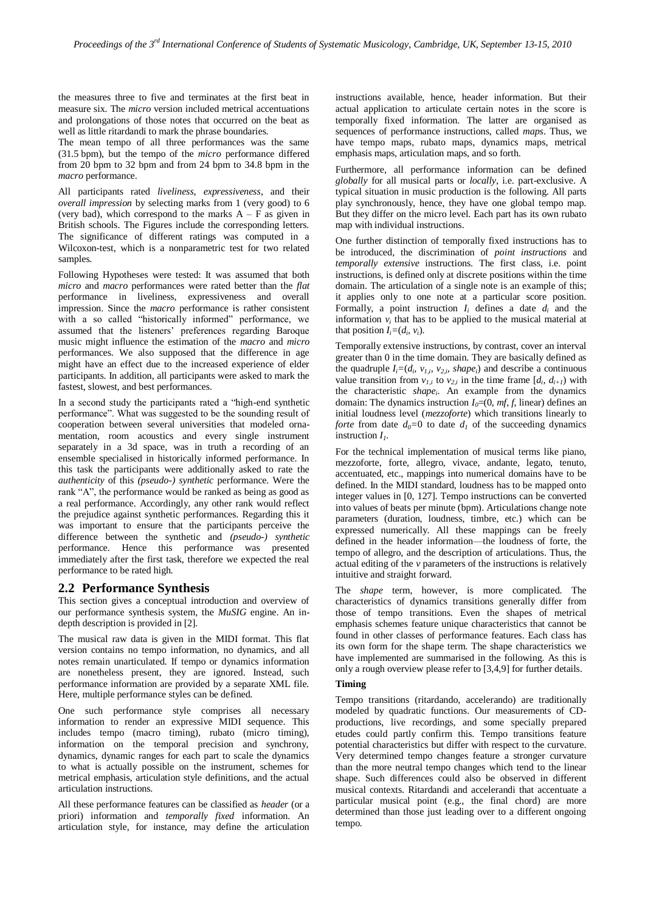the measures three to five and terminates at the first beat in measure six. The *micro* version included metrical accentuations and prolongations of those notes that occurred on the beat as well as little ritardandi to mark the phrase boundaries.

The mean tempo of all three performances was the same (31.5 bpm), but the tempo of the *micro* performance differed from 20 bpm to 32 bpm and from 24 bpm to 34.8 bpm in the *macro* performance.

All participants rated *liveliness*, *expressiveness*, and their *overall impression* by selecting marks from 1 (very good) to 6 (very bad), which correspond to the marks A – F as given in British schools. The Figures include the corresponding letters. The significance of different ratings was computed in a Wilcoxon-test, which is a nonparametric test for two related samples.

Following Hypotheses were tested: It was assumed that both *micro* and *macro* performances were rated better than the *flat* performance in liveliness, expressiveness and overall impression. Since the *macro* performance is rather consistent with a so called "historically informed" performance, we assumed that the listeners' preferences regarding Baroque music might influence the estimation of the *macro* and *micro* performances. We also supposed that the difference in age might have an effect due to the increased experience of elder participants. In addition, all participants were asked to mark the fastest, slowest, and best performances.

In a second study the participants rated a "high-end synthetic performance". What was suggested to be the sounding result of cooperation between several universities that modeled ornamentation, room acoustics and every single instrument separately in a 3d space, was in truth a recording of an ensemble specialised in historically informed performance. In this task the participants were additionally asked to rate the *authenticity* of this *(pseudo-) synthetic* performance. Were the rank "A", the performance would be ranked as being as good as a real performance. Accordingly, any other rank would reflect the prejudice against synthetic performances. Regarding this it was important to ensure that the participants perceive the difference between the synthetic and *(pseudo-) synthetic* performance. Hence this performance was presented immediately after the first task, therefore we expected the real performance to be rated high.

## 2.2 Performance Synthesis

This section gives a conceptual introduction and overview of our performance synthesis system, the *MuSIG* engine. An in-depth description is provided in [2].

The musical raw data is given in the MIDI format. This flat version contains no tempo information, no dynamics, and all notes remain unarticulated. If tempo or dynamics information are nonetheless present, they are ignored. Instead, such performance information are provided by a separate XML file. Here, multiple performance styles can be defined.

One such performance style comprises all necessary information to render an expressive MIDI sequence. This includes tempo (macro timing), rubato (micro timing), information on the temporal precision and synchrony, dynamics, dynamic ranges for each part to scale the dynamics to what is actually possible on the instrument, schemes for metrical emphasis, articulation style definitions, and the actual articulation instructions.

All these performance features can be classified as *header* (or a priori) information and *temporally fixed* information. An articulation style, for instance, may define the articulation instructions available, hence, header information. But their actual application to articulate certain notes in the score is temporally fixed information. The latter are organised as sequences of performance instructions, called *maps*. Thus, we have tempo maps, rubato maps, dynamics maps, metrical emphasis maps, articulation maps, and so forth.

Furthermore, all performance information can be defined *globally* for all musical parts or *locally*, i.e. part-exclusive. A typical situation in music production is the following. All parts play synchronously, hence, they have one global tempo map. But they differ on the micro level. Each part has its own rubato map with individual instructions.

One further distinction of temporally fixed instructions has to be introduced, the discrimination of *point instructions* and *temporally extensive* instructions. The first class, i.e. point instructions, is defined only at discrete positions within the time domain. The articulation of a single note is an example of this; it applies only to one note at a particular score position. Formally, a point instruction $I_i$ defines a date $d_i$ and the information $v_i$ that has to be applied to the musical material at that position $I_i=(d_i, v_i)$.

Temporally extensive instructions, by contrast, cover an interval greater than 0 in the time domain. They are basically defined as the quadruple $I_i=(d_i, v_{1,i}, v_{2,i}, shape_i)$ and describe a continuous value transition from $v_{1,i}$ to $v_{2,i}$ in the time frame $[d_i, d_{i+1})$ with the characteristic $shape_i$. An example from the dynamics domain: The dynamics instruction $I_0$=(0, *mf*, *f*, linear) defines an initial loudness level (*mezzoforte*) which transitions linearly to *forte* from date $d_0$=0 to date $d_1$ of the succeeding dynamics instruction $I_1$.

For the technical implementation of musical terms like piano, mezzoforte, forte, allegro, vivace, andante, legato, tenuto, accentuated, etc., mappings into numerical domains have to be defined. In the MIDI standard, loudness has to be mapped onto integer values in [0, 127]. Tempo instructions can be converted into values of beats per minute (bpm). Articulations change note parameters (duration, loudness, timbre, etc.) which can be expressed numerically. All these mappings can be freely defined in the header information—the loudness of forte, the tempo of allegro, and the description of articulations. Thus, the actual editing of the *v* parameters of the instructions is relatively intuitive and straight forward.

The *shape* term, however, is more complicated. The characteristics of dynamics transitions generally differ from those of tempo transitions. Even the shapes of metrical emphasis schemes feature unique characteristics that cannot be found in other classes of performance features. Each class has its own form for the shape term. The shape characteristics we have implemented are summarised in the following. As this is only a rough overview please refer to [3,4,9] for further details.

#### Timing

Tempo transitions (ritardando, accelerando) are traditionally modeled by quadratic functions. Our measurements of CD-productions, live recordings, and some specially prepared etudes could partly confirm this. Tempo transitions feature potential characteristics but differ with respect to the curvature. Very determined tempo changes feature a stronger curvature than the more neutral tempo changes which tend to the linear shape. Such differences could also be observed in different musical contexts. Ritardandi and accelerandi that accentuate a particular musical point (e.g., the final chord) are more determined than those just leading over to a different ongoing tempo.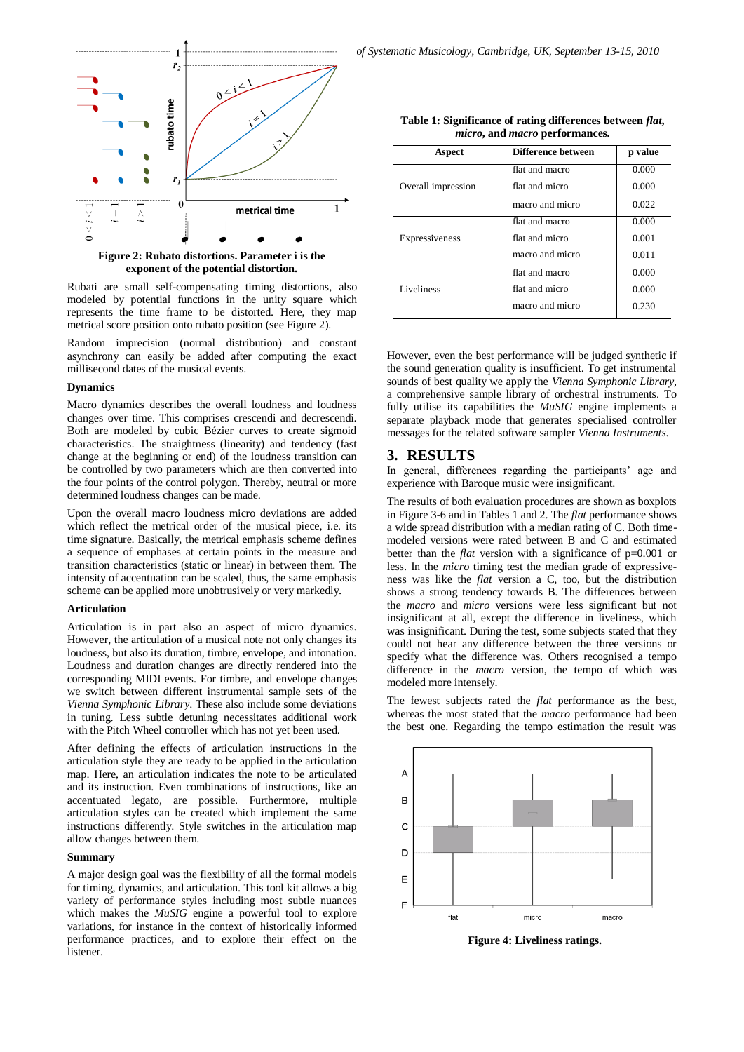Figure 2: Rubato distortions. Parameter i is the exponent of the potential distortion.

Rubati are small self-compensating timing distortions, also modeled by potential functions in the unity square which represents the time frame to be distorted. Here, they map metrical score position onto rubato position (see Figure 2).

Random imprecision (normal distribution) and constant asynchrony can easily be added after computing the exact millisecond dates of the musical events.

**Dynamics**

Macro dynamics describes the overall loudness and loudness changes over time. This comprises crescendi and decrescendi. Both are modeled by cubic Bézier curves to create sigmoid characteristics. The straightness (linearity) and tendency (fast change at the beginning or end) of the loudness transition can be controlled by two parameters which are then converted into the four points of the control polygon. Thereby, neutral or more determined loudness changes can be made.

Upon the overall macro loudness micro deviations are added which reflect the metrical order of the musical piece, i.e. its time signature. Basically, the metrical emphasis scheme defines a sequence of emphases at certain points in the measure and transition characteristics (static or linear) in between them. The intensity of accentuation can be scaled, thus, the same emphasis scheme can be applied more unobtrusively or very markedly.

**Articulation**

Articulation is in part also an aspect of micro dynamics. However, the articulation of a musical note not only changes its loudness, but also its duration, timbre, envelope, and intonation. Loudness and duration changes are directly rendered into the corresponding MIDI events. For timbre, and envelope changes we switch between different instrumental sample sets of the *Vienna Symphonic Library*. These also include some deviations in tuning. Less subtle detuning necessitates additional work with the Pitch Wheel controller which has not yet been used.

After defining the effects of articulation instructions in the articulation style they are ready to be applied in the articulation map. Here, an articulation indicates the note to be articulated and its instruction. Even combinations of instructions, like an accentuated legato, are possible. Furthermore, multiple articulation styles can be created which implement the same instructions differently. Style switches in the articulation map allow changes between them.

**Summary**

A major design goal was the flexibility of all the formal models for timing, dynamics, and articulation. This tool kit allows a big variety of performance styles including most subtle nuances which makes the *MuSIG* engine a powerful tool to explore variations, for instance in the context of historically informed performance practices, and to explore their effect on the listener.

**Table 1: Significance of rating differences between *flat*, *micro*, and *macro* performances.**

| Aspect | Difference between | p value |
|---|---|---|
| Overall impression | flat and macro | 0.000 |
| | flat and micro | 0.000 |
| | macro and micro | 0.022 |
| Expressiveness | flat and macro | 0.000 |
| | flat and micro | 0.001 |
| | macro and micro | 0.011 |
| Liveliness | flat and macro | 0.000 |
| | flat and micro | 0.000 |
| | macro and micro | 0.230 |

However, even the best performance will be judged synthetic if the sound generation quality is insufficient. To get instrumental sounds of best quality we apply the *Vienna Symphonic Library*, a comprehensive sample library of orchestral instruments. To fully utilise its capabilities the *MuSIG* engine implements a separate playback mode that generates specialised controller messages for the related software sampler *Vienna Instruments.*

## 3. RESULTS

In general, differences regarding the participants' age and experience with Baroque music were insignificant.

The results of both evaluation procedures are shown as boxplots in Figure 3-6 and in Tables 1 and 2. The *flat* performance shows a wide spread distribution with a median rating of C. Both time-modeled versions were rated between B and C and estimated better than the *flat* version with a significance of p=0.001 or less. In the *micro* timing test the median grade of expressiveness was like the *flat* version a C, too, but the distribution shows a strong tendency towards B. The differences between the *macro* and *micro* versions were less significant but not insignificant at all, except the difference in liveliness, which was insignificant. During the test, some subjects stated that they could not hear any difference between the three versions or specify what the difference was. Others recognised a tempo difference in the *macro* version, the tempo of which was modeled more intensely.

The fewest subjects rated the *flat* performance as the best, whereas the most stated that the *macro* performance had been the best one. Regarding the tempo estimation the result was

Figure 4: Liveliness ratings.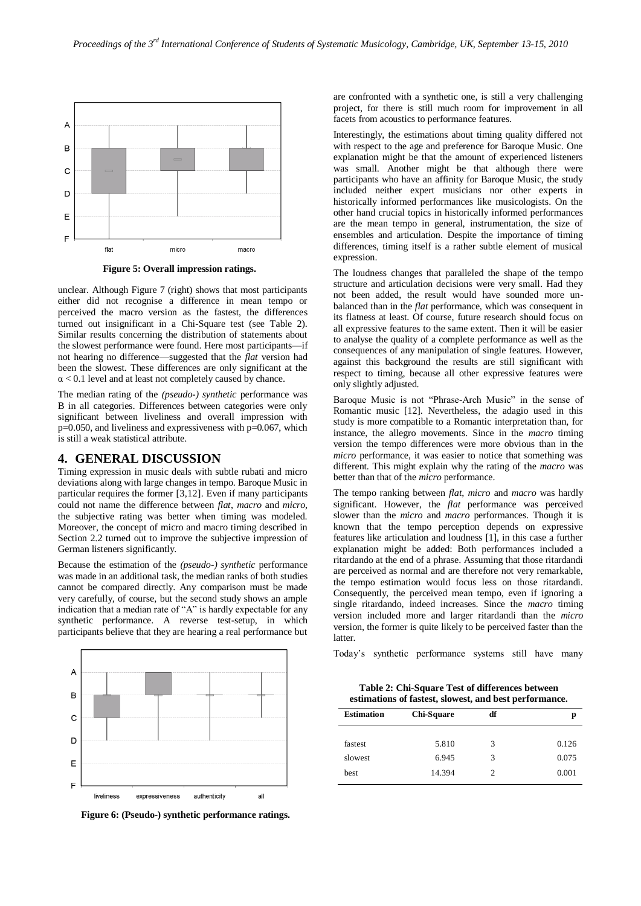Figure 5: Overall impression ratings.

unclear. Although Figure 7 (right) shows that most participants either did not recognise a difference in mean tempo or perceived the macro version as the fastest, the differences turned out insignificant in a Chi-Square test (see Table 2). Similar results concerning the distribution of statements about the slowest performance were found. Here most participants—if not hearing no difference—suggested that the *flat* version had been the slowest. These differences are only significant at the $\alpha < 0.1$ level and at least not completely caused by chance.

The median rating of the *(pseudo-) synthetic* performance was B in all categories. Differences between categories were only significant between liveliness and overall impression with p=0.050, and liveliness and expressiveness with p=0.067, which is still a weak statistical attribute.

## 4. GENERAL DISCUSSION

Timing expression in music deals with subtle rubati and micro deviations along with large changes in tempo. Baroque Music in particular requires the former [3,12]. Even if many participants could not name the difference between *flat*, *macro* and *micro*, the subjective rating was better when timing was modeled. Moreover, the concept of micro and macro timing described in Section 2.2 turned out to improve the subjective impression of German listeners significantly.

Because the estimation of the *(pseudo-) synthetic* performance was made in an additional task, the median ranks of both studies cannot be compared directly. Any comparison must be made very carefully, of course, but the second study shows an ample indication that a median rate of "A" is hardly expectable for any synthetic performance. A reverse test-setup, in which participants believe that they are hearing a real performance but are confronted with a synthetic one, is still a very challenging project, for there is still much room for improvement in all facets from acoustics to performance features.

Figure 6: (Pseudo-) synthetic performance ratings.

Interestingly, the estimations about timing quality differed not with respect to the age and preference for Baroque Music. One explanation might be that the amount of experienced listeners was small. Another might be that although there were participants who have an affinity for Baroque Music, the study included neither expert musicians nor other experts in historically informed performances like musicologists. On the other hand crucial topics in historically informed performances are the mean tempo in general, instrumentation, the size of ensembles and articulation. Despite the importance of timing differences, timing itself is a rather subtle element of musical expression.

The loudness changes that paralleled the shape of the tempo structure and articulation decisions were very small. Had they not been added, the result would have sounded more unbalanced than in the *flat* performance, which was consequent in its flatness at least. Of course, future research should focus on all expressive features to the same extent. Then it will be easier to analyse the quality of a complete performance as well as the consequences of any manipulation of single features. However, against this background the results are still significant with respect to timing, because all other expressive features were only slightly adjusted.

Baroque Music is not "Phrase-Arch Music" in the sense of Romantic music [12]. Nevertheless, the adagio used in this study is more compatible to a Romantic interpretation than, for instance, the allegro movements. Since in the *macro* timing version the tempo differences were more obvious than in the *micro* performance, it was easier to notice that something was different. This might explain why the rating of the *macro* was better than that of the *micro* performance.

The tempo ranking between *flat*, *micro* and *macro* was hardly significant. However, the *flat* performance was perceived slower than the *micro* and *macro* performances. Though it is known that the tempo perception depends on expressive features like articulation and loudness [1], in this case a further explanation might be added: Both performances included a ritardando at the end of a phrase. Assuming that those ritardandi are perceived as normal and are therefore not very remarkable, the tempo estimation would focus less on those ritardandi. Consequently, the perceived mean tempo, even if ignoring a single ritardando, indeed increases. Since the *macro* timing version included more and larger ritardandi than the *micro* version, the former is quite likely to be perceived faster than the latter.

Today's synthetic performance systems still have many

**Table 2: Chi-Square Test of differences between estimations of fastest, slowest, and best performance.**

| Estimation | Chi-Square | df | p |
|---|---|---|---|
| fastest | 5.810 | 3 | 0.126 |
| slowest | 6.945 | 3 | 0.075 |
| best | 14.394 | 2 | 0.001 |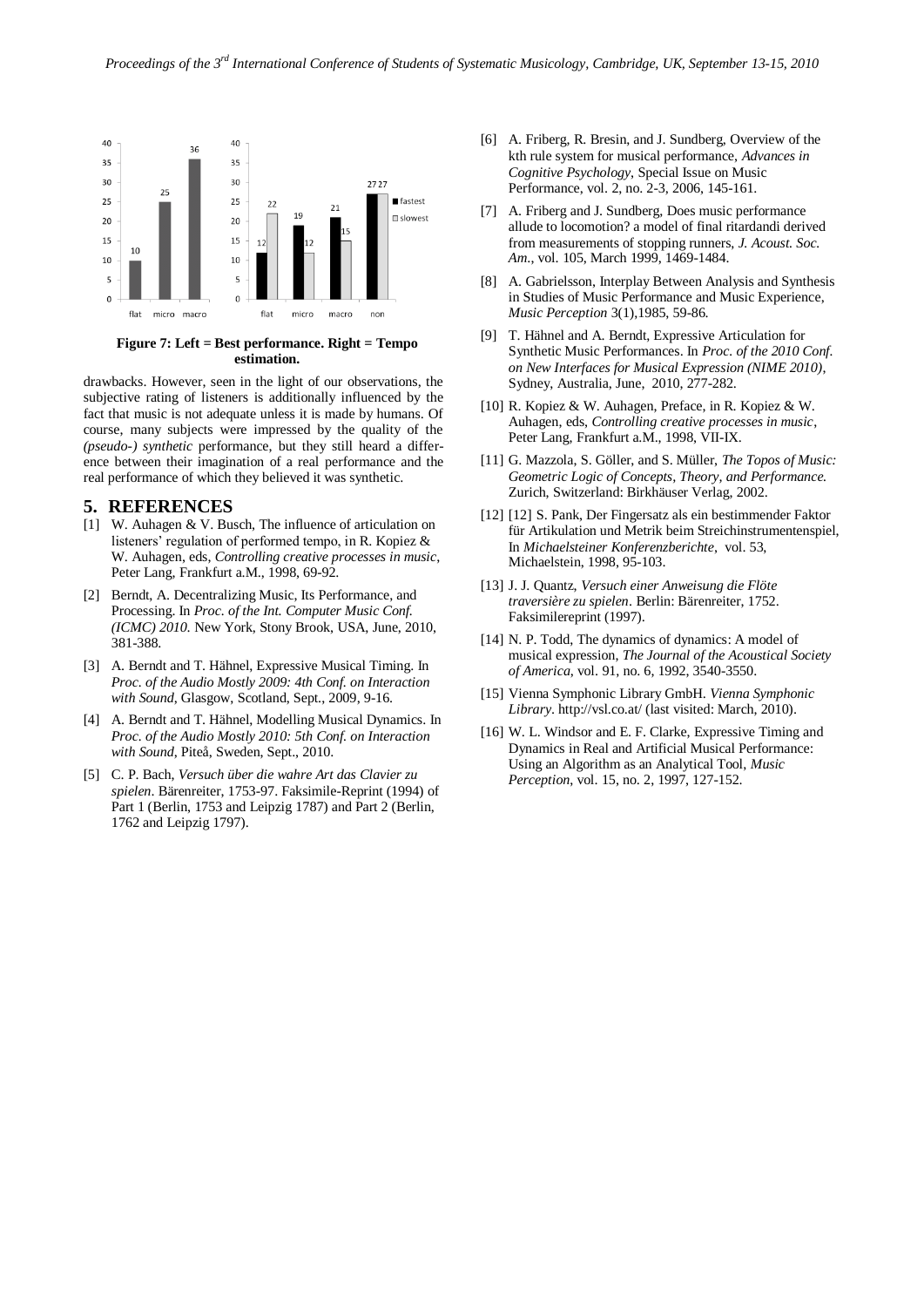40
35
30
25
20
15
10
5
0
10
25
36
flat micro macro

40
35
30
25
20
15
10
5
0
12 22
19 12
21 15
27 27
flat micro macro non
■ fastest
□ slowest

**Figure 7: Left = Best performance. Right = Tempo estimation.**

drawbacks. However, seen in the light of our observations, the subjective rating of listeners is additionally influenced by the fact that music is not adequate unless it is made by humans. Of course, many subjects were impressed by the quality of the *(pseudo-) synthetic* performance, but they still heard a difference between their imagination of a real performance and the real performance of which they believed it was synthetic.

## 5. REFERENCES

[1] W. Auhagen & V. Busch, The influence of articulation on listeners' regulation of performed tempo, in R. Kopiez & W. Auhagen, eds, *Controlling creative processes in music*, Peter Lang, Frankfurt a.M., 1998, 69-92.

[2] Berndt, A. Decentralizing Music, Its Performance, and Processing. In *Proc. of the Int. Computer Music Conf. (ICMC) 2010.* New York, Stony Brook, USA, June, 2010, 381-388.

[3] A. Berndt and T. Hähnel, Expressive Musical Timing. In *Proc. of the Audio Mostly 2009: 4th Conf. on Interaction with Sound*, Glasgow, Scotland, Sept., 2009, 9-16.

[4] A. Berndt and T. Hähnel, Modelling Musical Dynamics. In *Proc. of the Audio Mostly 2010: 5th Conf. on Interaction with Sound*, Piteå, Sweden, Sept., 2010.

[5] C. P. Bach, *Versuch über die wahre Art das Clavier zu spielen*. Bärenreiter, 1753-97. Faksimile-Reprint (1994) of Part 1 (Berlin, 1753 and Leipzig 1787) and Part 2 (Berlin, 1762 and Leipzig 1797).

[6] A. Friberg, R. Bresin, and J. Sundberg, Overview of the kth rule system for musical performance, *Advances in Cognitive Psychology*, Special Issue on Music Performance, vol. 2, no. 2-3, 2006, 145-161.

[7] A. Friberg and J. Sundberg, Does music performance allude to locomotion? a model of final ritardandi derived from measurements of stopping runners, *J. Acoust. Soc. Am.*, vol. 105, March 1999, 1469-1484.

[8] A. Gabrielsson, Interplay Between Analysis and Synthesis in Studies of Music Performance and Music Experience, *Music Perception* 3(1),1985, 59-86.

[9] T. Hähnel and A. Berndt, Expressive Articulation for Synthetic Music Performances. In *Proc. of the 2010 Conf. on New Interfaces for Musical Expression (NIME 2010)*, Sydney, Australia, June, 2010, 277-282.

[10] R. Kopiez & W. Auhagen, Preface, in R. Kopiez & W. Auhagen, eds, *Controlling creative processes in music*, Peter Lang, Frankfurt a.M., 1998, VII-IX.

[11] G. Mazzola, S. Göller, and S. Müller, *The Topos of Music: Geometric Logic of Concepts, Theory, and Performance.* Zurich, Switzerland: Birkhäuser Verlag, 2002.

[12] [12] S. Pank, Der Fingersatz als ein bestimmender Faktor für Artikulation und Metrik beim Streichinstrumentenspiel, In *Michaelsteiner Konferenzberichte*, vol. 53, Michaelstein, 1998, 95-103.

[13] J. J. Quantz, *Versuch einer Anweisung die Flöte traversière zu spielen*. Berlin: Bärenreiter, 1752. Faksimilereprint (1997).

[14] N. P. Todd, The dynamics of dynamics: A model of musical expression, *The Journal of the Acoustical Society of America*, vol. 91, no. 6, 1992, 3540-3550.

[15] Vienna Symphonic Library GmbH. *Vienna Symphonic Library*. http://vsl.co.at/ (last visited: March, 2010).

[16] W. L. Windsor and E. F. Clarke, Expressive Timing and Dynamics in Real and Artificial Musical Performance: Using an Algorithm as an Analytical Tool, *Music Perception*, vol. 15, no. 2, 1997, 127-152.